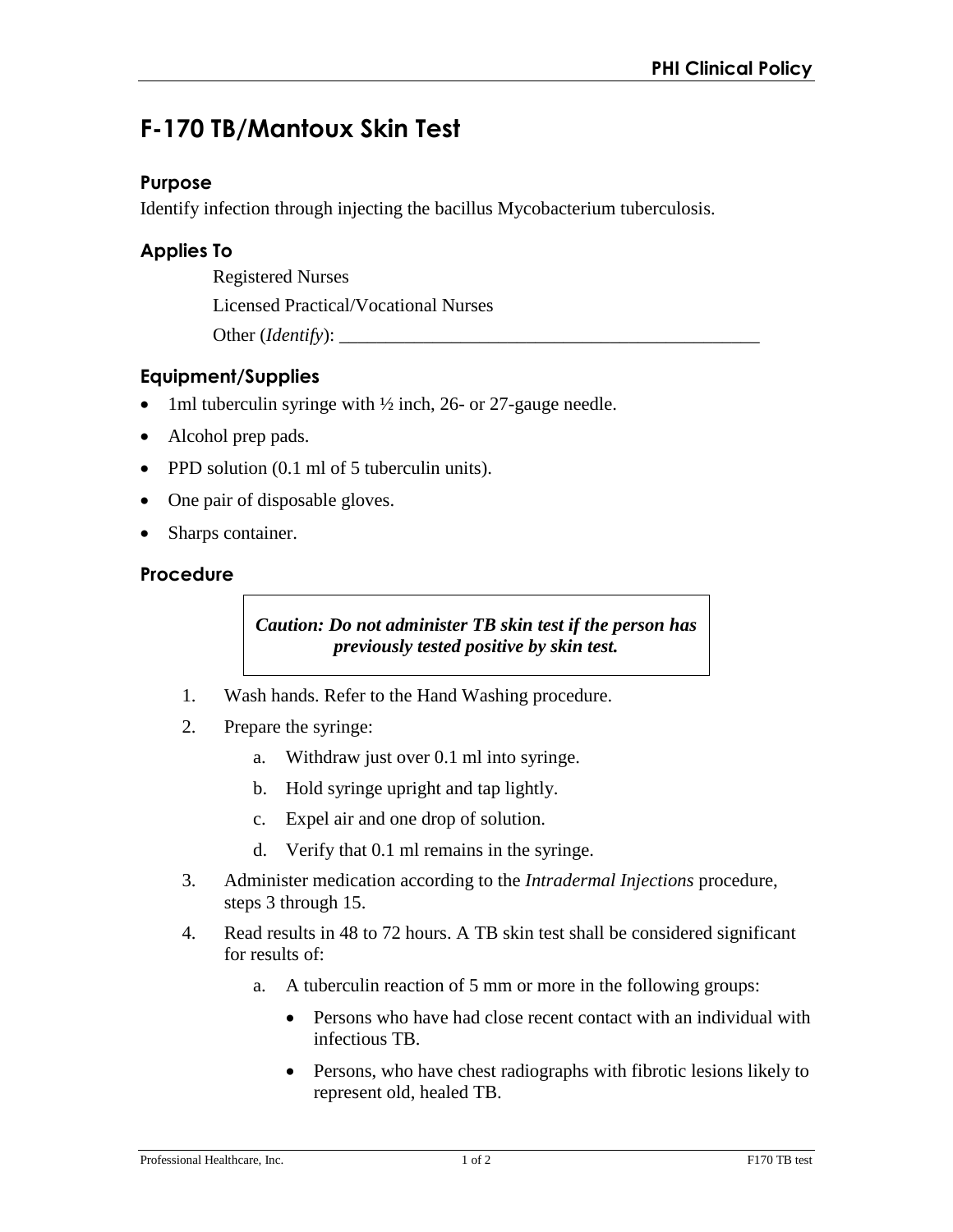# F-170 TB/Mantoux Skin Test

## Purpose

Identify infection through injecting the bacillus Mycobacterium tuberculosis.

## Applies To

Registered Nurses

Licensed Practical/Vocational Nurses

Other (*Identify*): _______________________________________________

## Equipment/Supplies

- 1ml tuberculin syringe with ½ inch, 26- or 27-gauge needle.
- Alcohol prep pads.
- PPD solution (0.1 ml of 5 tuberculin units).
- One pair of disposable gloves.
- Sharps container.

## Procedure

> ***Caution: Do not administer TB skin test if the person has previously tested positive by skin test.***

1. Wash hands. Refer to the Hand Washing procedure.
2. Prepare the syringe:
   a. Withdraw just over 0.1 ml into syringe.
   b. Hold syringe upright and tap lightly.
   c. Expel air and one drop of solution.
   d. Verify that 0.1 ml remains in the syringe.
3. Administer medication according to the *Intradermal Injections* procedure, steps 3 through 15.
4. Read results in 48 to 72 hours. A TB skin test shall be considered significant for results of:
   a. A tuberculin reaction of 5 mm or more in the following groups:
      - Persons who have had close recent contact with an individual with infectious TB.
      - Persons, who have chest radiographs with fibrotic lesions likely to represent old, healed TB.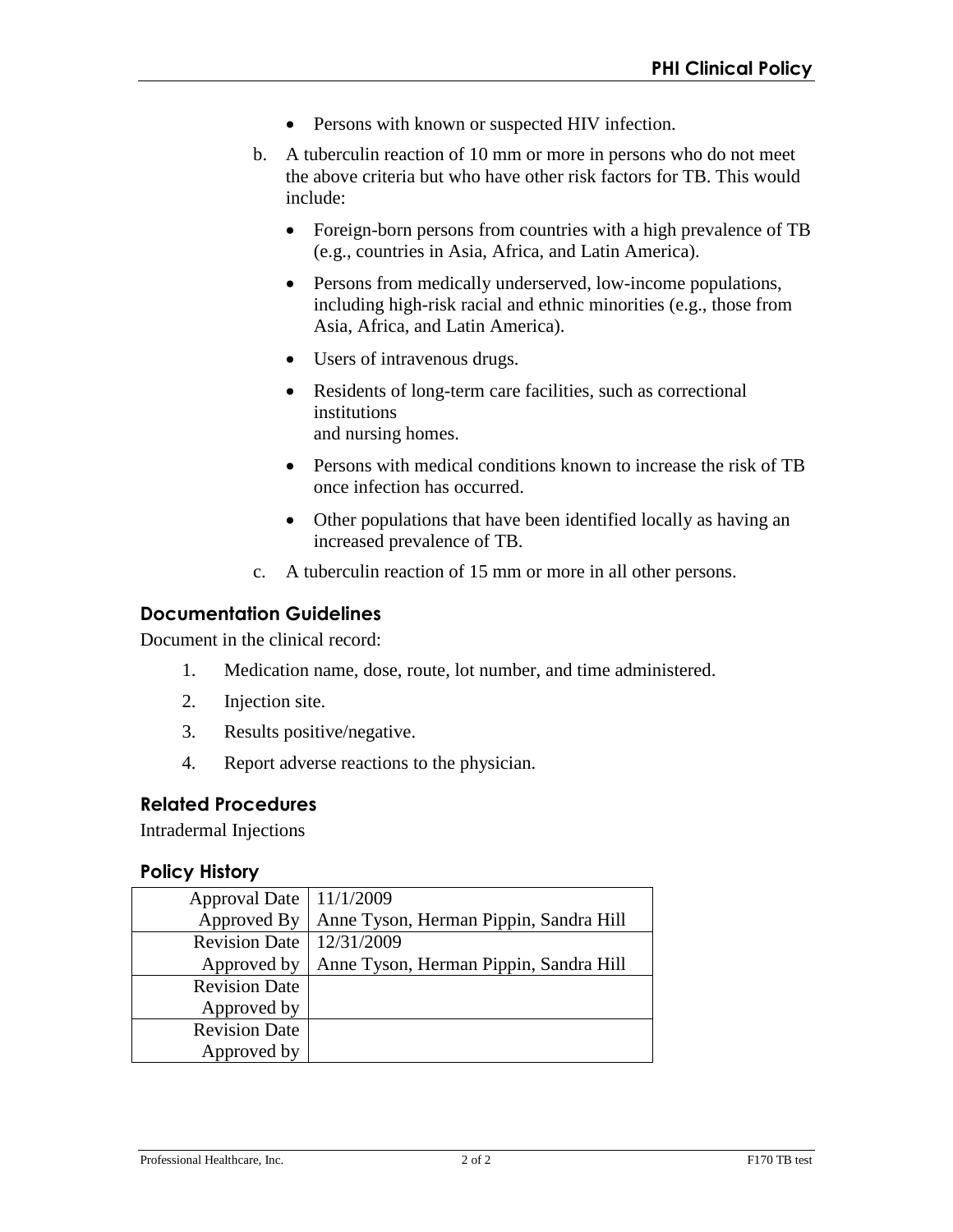- Persons with known or suspected HIV infection.

b. A tuberculin reaction of 10 mm or more in persons who do not meet the above criteria but who have other risk factors for TB. This would include:

  - Foreign-born persons from countries with a high prevalence of TB (e.g., countries in Asia, Africa, and Latin America).
  - Persons from medically underserved, low-income populations, including high-risk racial and ethnic minorities (e.g., those from Asia, Africa, and Latin America).
  - Users of intravenous drugs.
  - Residents of long-term care facilities, such as correctional institutions and nursing homes.
  - Persons with medical conditions known to increase the risk of TB once infection has occurred.
  - Other populations that have been identified locally as having an increased prevalence of TB.

c. A tuberculin reaction of 15 mm or more in all other persons.

## Documentation Guidelines

Document in the clinical record:

1. Medication name, dose, route, lot number, and time administered.
2. Injection site.
3. Results positive/negative.
4. Report adverse reactions to the physician.

## Related Procedures

Intradermal Injections

## Policy History

| | |
|---|---|
| Approval Date | 11/1/2009 |
| Approved By | Anne Tyson, Herman Pippin, Sandra Hill |
| Revision Date | 12/31/2009 |
| Approved by | Anne Tyson, Herman Pippin, Sandra Hill |
| Revision Date | |
| Approved by | |
| Revision Date | |
| Approved by | |